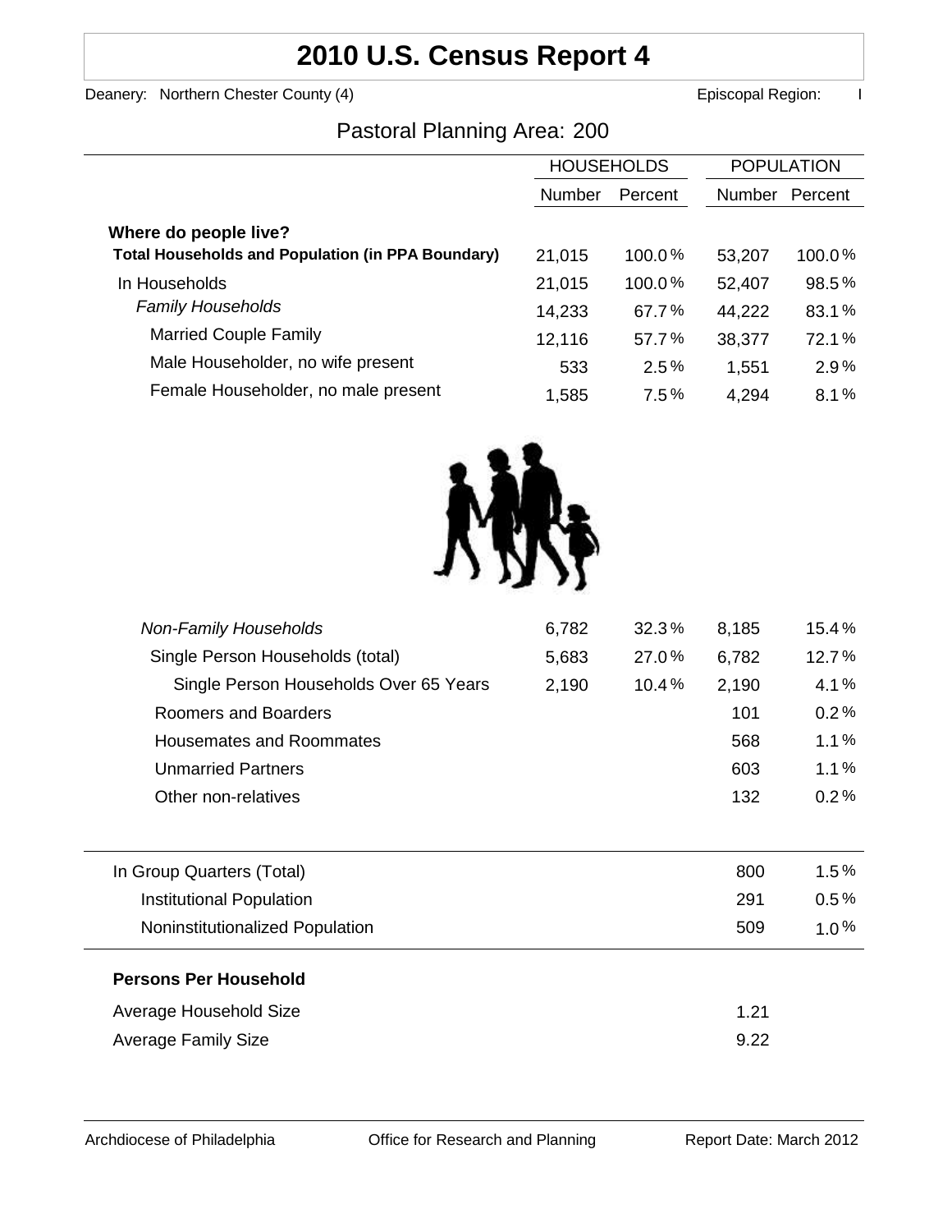# 2010 U.S. Census Report 4

Deanery: Northern Chester County (4) Episcopal Region: I

## Pastoral Planning Area: 200

| | HOUSEHOLDS | | POPULATION | |
|---|---|---|---|---|
| | Number | Percent | Number | Percent |
| **Where do people live?** | | | | |
| **Total Households and Population (in PPA Boundary)** | 21,015 | 100.0% | 53,207 | 100.0% |
| In Households | 21,015 | 100.0% | 52,407 | 98.5% |
| *Family Households* | 14,233 | 67.7% | 44,222 | 83.1% |
| Married Couple Family | 12,116 | 57.7% | 38,377 | 72.1% |
| Male Householder, no wife present | 533 | 2.5% | 1,551 | 2.9% |
| Female Householder, no male present | 1,585 | 7.5% | 4,294 | 8.1% |
| *Non-Family Households* | 6,782 | 32.3% | 8,185 | 15.4% |
| Single Person Households (total) | 5,683 | 27.0% | 6,782 | 12.7% |
| Single Person Households Over 65 Years | 2,190 | 10.4% | 2,190 | 4.1% |
| Roomers and Boarders | | | 101 | 0.2% |
| Housemates and Roommates | | | 568 | 1.1% |
| Unmarried Partners | | | 603 | 1.1% |
| Other non-relatives | | | 132 | 0.2% |
| In Group Quarters (Total) | | | 800 | 1.5% |
| Institutional Population | | | 291 | 0.5% |
| Noninstitutionalized Population | | | 509 | 1.0% |

**Persons Per Household**

| | |
|---|---|
| Average Household Size | 1.21 |
| Average Family Size | 9.22 |

Archdiocese of Philadelphia Office for Research and Planning Report Date: March 2012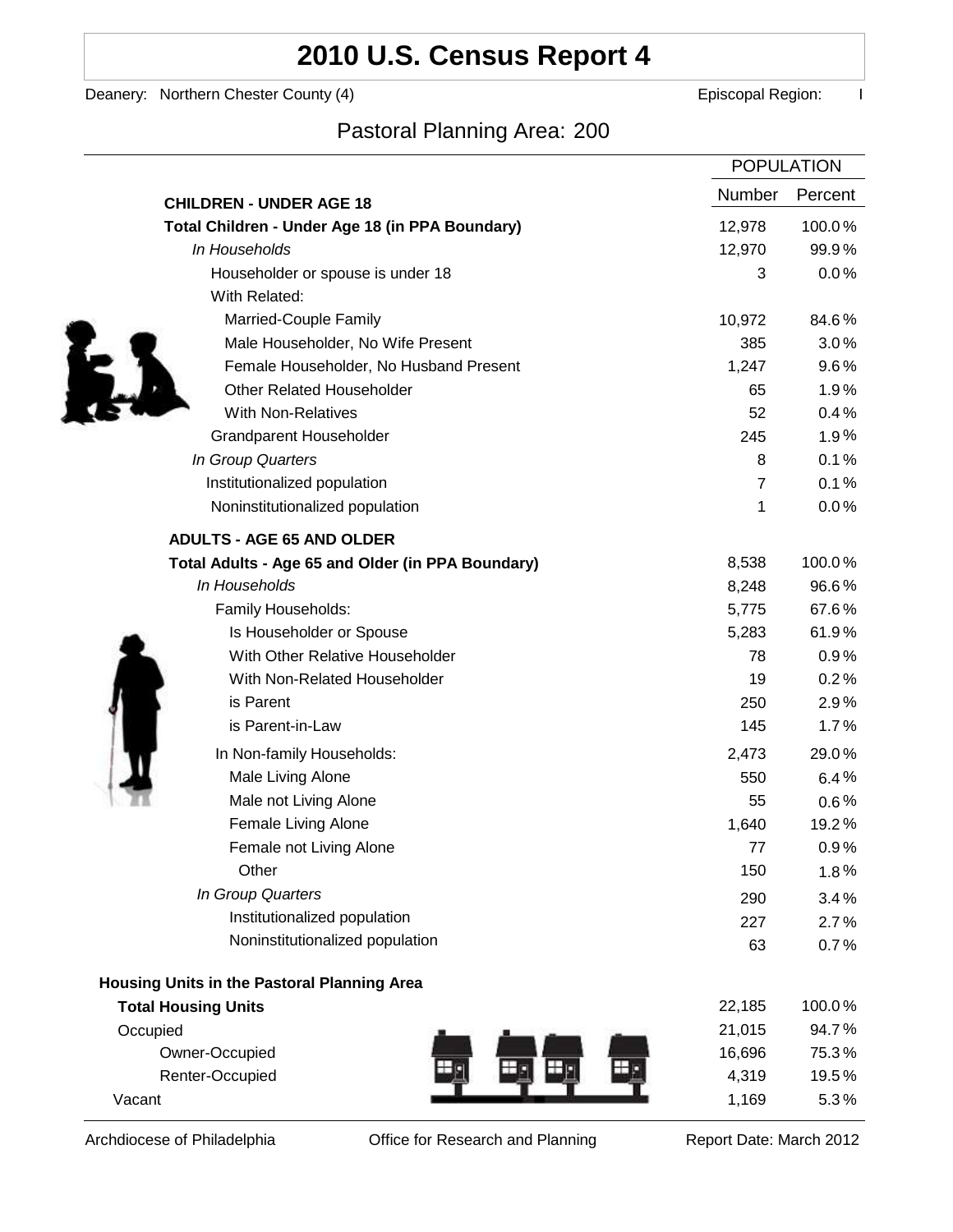# 2010 U.S. Census Report 4

Deanery: Northern Chester County (4) Episcopal Region: I

## Pastoral Planning Area: 200

| | POPULATION | |
|---|---|---|
| **CHILDREN - UNDER AGE 18** | Number | Percent |
| **Total Children - Under Age 18 (in PPA Boundary)** | 12,978 | 100.0% |
| *In Households* | 12,970 | 99.9% |
| Householder or spouse is under 18 | 3 | 0.0% |
| With Related: | | |
| Married-Couple Family | 10,972 | 84.6% |
| Male Householder, No Wife Present | 385 | 3.0% |
| Female Householder, No Husband Present | 1,247 | 9.6% |
| Other Related Householder | 65 | 1.9% |
| With Non-Relatives | 52 | 0.4% |
| Grandparent Householder | 245 | 1.9% |
| *In Group Quarters* | 8 | 0.1% |
| Institutionalized population | 7 | 0.1% |
| Noninstitutionalized population | 1 | 0.0% |
| **ADULTS - AGE 65 AND OLDER** | | |
| **Total Adults - Age 65 and Older (in PPA Boundary)** | 8,538 | 100.0% |
| *In Households* | 8,248 | 96.6% |
| Family Households: | 5,775 | 67.6% |
| Is Householder or Spouse | 5,283 | 61.9% |
| With Other Relative Householder | 78 | 0.9% |
| With Non-Related Householder | 19 | 0.2% |
| is Parent | 250 | 2.9% |
| is Parent-in-Law | 145 | 1.7% |
| In Non-family Households: | 2,473 | 29.0% |
| Male Living Alone | 550 | 6.4% |
| Male not Living Alone | 55 | 0.6% |
| Female Living Alone | 1,640 | 19.2% |
| Female not Living Alone | 77 | 0.9% |
| Other | 150 | 1.8% |
| *In Group Quarters* | 290 | 3.4% |
| Institutionalized population | 227 | 2.7% |
| Noninstitutionalized population | 63 | 0.7% |
| **Housing Units in the Pastoral Planning Area** | | |
| **Total Housing Units** | 22,185 | 100.0% |
| Occupied | 21,015 | 94.7% |
| Owner-Occupied | 16,696 | 75.3% |
| Renter-Occupied | 4,319 | 19.5% |
| Vacant | 1,169 | 5.3% |

Archdiocese of Philadelphia Office for Research and Planning Report Date: March 2012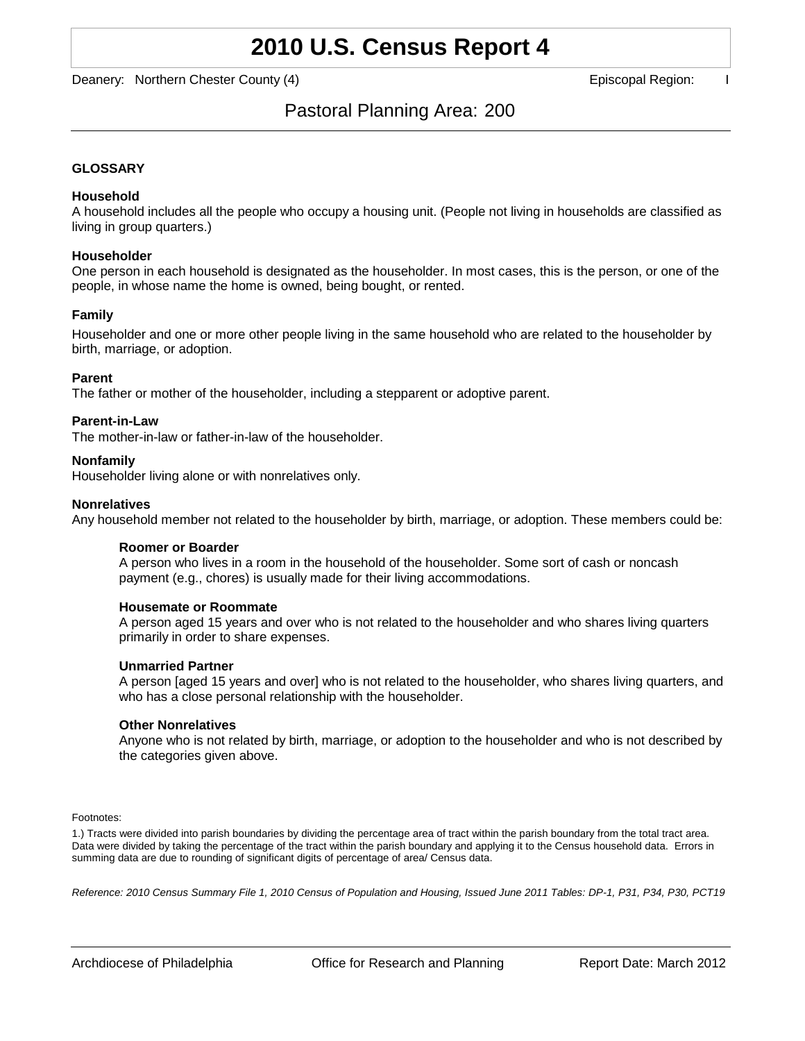# 2010 U.S. Census Report 4

Deanery: Northern Chester County (4) Episcopal Region: I

## Pastoral Planning Area: 200

**GLOSSARY**

**Household**
A household includes all the people who occupy a housing unit. (People not living in households are classified as living in group quarters.)

**Householder**
One person in each household is designated as the householder. In most cases, this is the person, or one of the people, in whose name the home is owned, being bought, or rented.

**Family**
Householder and one or more other people living in the same household who are related to the householder by birth, marriage, or adoption.

**Parent**
The father or mother of the householder, including a stepparent or adoptive parent.

**Parent-in-Law**
The mother-in-law or father-in-law of the householder.

**Nonfamily**
Householder living alone or with nonrelatives only.

**Nonrelatives**
Any household member not related to the householder by birth, marriage, or adoption. These members could be:

> **Roomer or Boarder**
> A person who lives in a room in the household of the householder. Some sort of cash or noncash payment (e.g., chores) is usually made for their living accommodations.
>
> **Housemate or Roommate**
> A person aged 15 years and over who is not related to the householder and who shares living quarters primarily in order to share expenses.
>
> **Unmarried Partner**
> A person [aged 15 years and over] who is not related to the householder, who shares living quarters, and who has a close personal relationship with the householder.
>
> **Other Nonrelatives**
> Anyone who is not related by birth, marriage, or adoption to the householder and who is not described by the categories given above.

Footnotes:

1.) Tracts were divided into parish boundaries by dividing the percentage area of tract within the parish boundary from the total tract area. Data were divided by taking the percentage of the tract within the parish boundary and applying it to the Census household data. Errors in summing data are due to rounding of significant digits of percentage of area/ Census data.

*Reference: 2010 Census Summary File 1, 2010 Census of Population and Housing, Issued June 2011 Tables: DP-1, P31, P34, P30, PCT19*

Archdiocese of Philadelphia Office for Research and Planning Report Date: March 2012